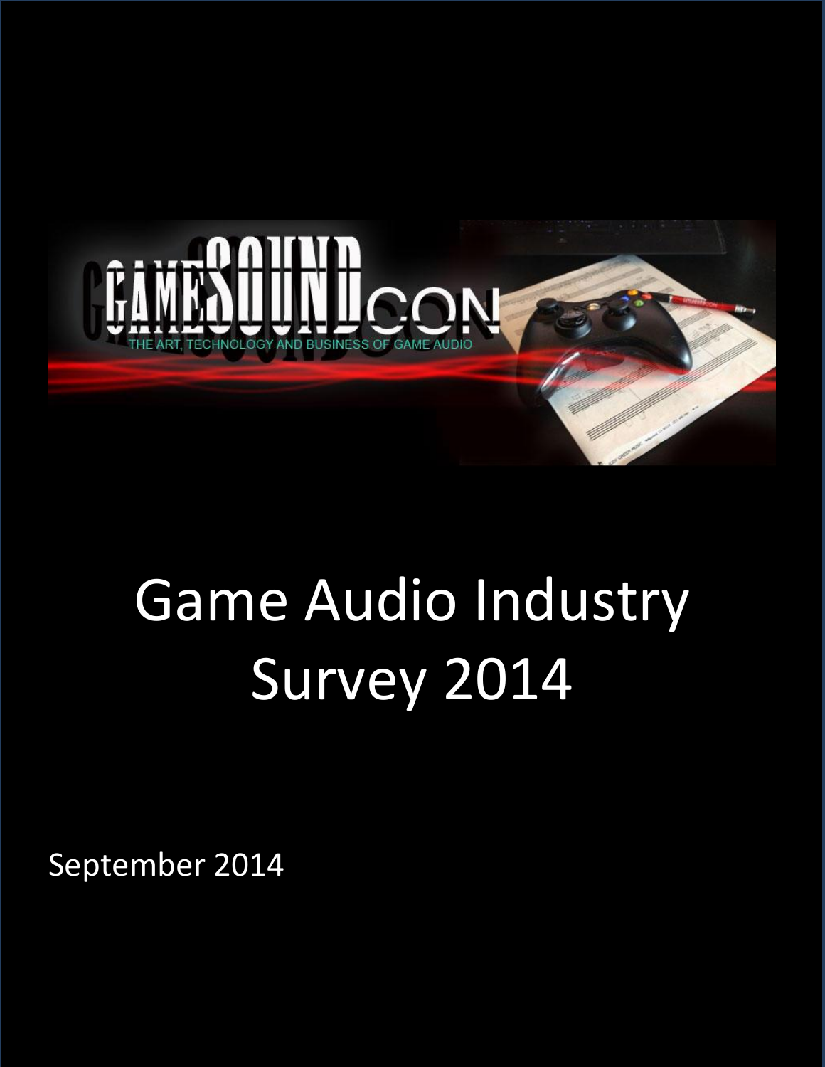# Game Audio Industry Survey 2014

September 2014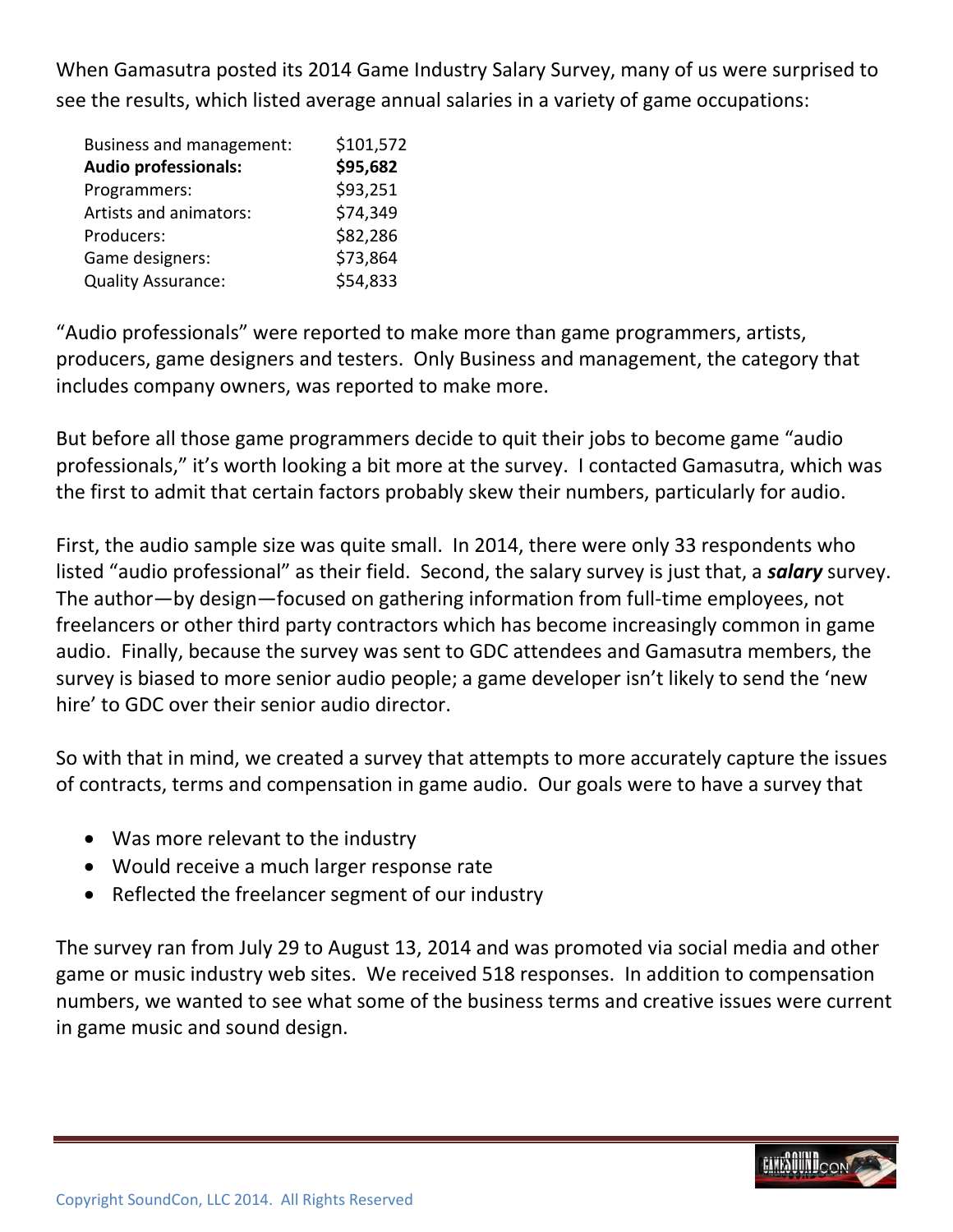When Gamasutra posted its 2014 Game Industry Salary Survey, many of us were surprised to see the results, which listed average annual salaries in a variety of game occupations:

| | |
|---|---|
| Business and management: | $101,572 |
| **Audio professionals:** | **$95,682** |
| Programmers: | $93,251 |
| Artists and animators: | $74,349 |
| Producers: | $82,286 |
| Game designers: | $73,864 |
| Quality Assurance: | $54,833 |

"Audio professionals" were reported to make more than game programmers, artists, producers, game designers and testers. Only Business and management, the category that includes company owners, was reported to make more.

But before all those game programmers decide to quit their jobs to become game "audio professionals," it's worth looking a bit more at the survey. I contacted Gamasutra, which was the first to admit that certain factors probably skew their numbers, particularly for audio.

First, the audio sample size was quite small. In 2014, there were only 33 respondents who listed "audio professional" as their field. Second, the salary survey is just that, a ***salary*** survey. The author—by design—focused on gathering information from full-time employees, not freelancers or other third party contractors which has become increasingly common in game audio. Finally, because the survey was sent to GDC attendees and Gamasutra members, the survey is biased to more senior audio people; a game developer isn't likely to send the 'new hire' to GDC over their senior audio director.

So with that in mind, we created a survey that attempts to more accurately capture the issues of contracts, terms and compensation in game audio. Our goals were to have a survey that

- Was more relevant to the industry
- Would receive a much larger response rate
- Reflected the freelancer segment of our industry

The survey ran from July 29 to August 13, 2014 and was promoted via social media and other game or music industry web sites. We received 518 responses. In addition to compensation numbers, we wanted to see what some of the business terms and creative issues were current in game music and sound design.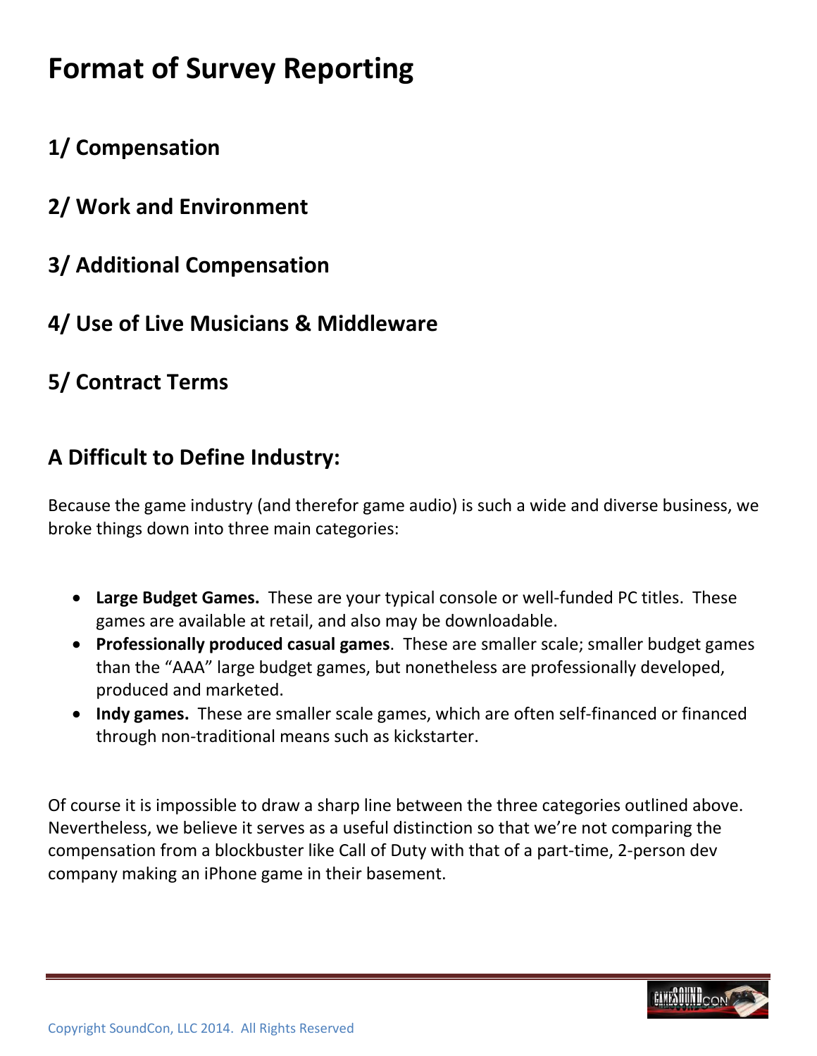# Format of Survey Reporting

## 1/ Compensation

## 2/ Work and Environment

## 3/ Additional Compensation

## 4/ Use of Live Musicians & Middleware

## 5/ Contract Terms

## A Difficult to Define Industry:

Because the game industry (and therefor game audio) is such a wide and diverse business, we broke things down into three main categories:

- **Large Budget Games.** These are your typical console or well-funded PC titles. These games are available at retail, and also may be downloadable.
- **Professionally produced casual games**. These are smaller scale; smaller budget games than the "AAA" large budget games, but nonetheless are professionally developed, produced and marketed.
- **Indy games.** These are smaller scale games, which are often self-financed or financed through non-traditional means such as kickstarter.

Of course it is impossible to draw a sharp line between the three categories outlined above. Nevertheless, we believe it serves as a useful distinction so that we're not comparing the compensation from a blockbuster like Call of Duty with that of a part-time, 2-person dev company making an iPhone game in their basement.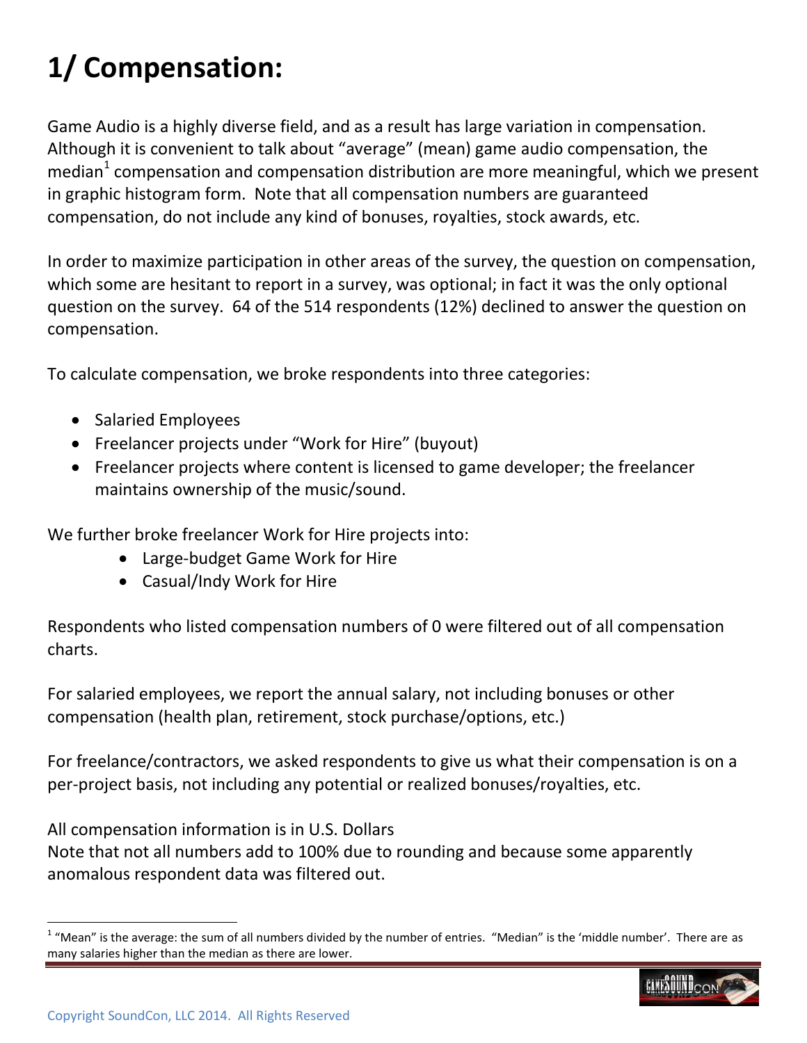# 1/ Compensation:

Game Audio is a highly diverse field, and as a result has large variation in compensation. Although it is convenient to talk about "average" (mean) game audio compensation, the median[1] compensation and compensation distribution are more meaningful, which we present in graphic histogram form. Note that all compensation numbers are guaranteed compensation, do not include any kind of bonuses, royalties, stock awards, etc.

In order to maximize participation in other areas of the survey, the question on compensation, which some are hesitant to report in a survey, was optional; in fact it was the only optional question on the survey. 64 of the 514 respondents (12%) declined to answer the question on compensation.

To calculate compensation, we broke respondents into three categories:

- Salaried Employees
- Freelancer projects under "Work for Hire" (buyout)
- Freelancer projects where content is licensed to game developer; the freelancer maintains ownership of the music/sound.

We further broke freelancer Work for Hire projects into:

- Large-budget Game Work for Hire
- Casual/Indy Work for Hire

Respondents who listed compensation numbers of 0 were filtered out of all compensation charts.

For salaried employees, we report the annual salary, not including bonuses or other compensation (health plan, retirement, stock purchase/options, etc.)

For freelance/contractors, we asked respondents to give us what their compensation is on a per-project basis, not including any potential or realized bonuses/royalties, etc.

All compensation information is in U.S. Dollars

Note that not all numbers add to 100% due to rounding and because some apparently anomalous respondent data was filtered out.

---

[1] "Mean" is the average: the sum of all numbers divided by the number of entries. "Median" is the 'middle number'. There are as many salaries higher than the median as there are lower.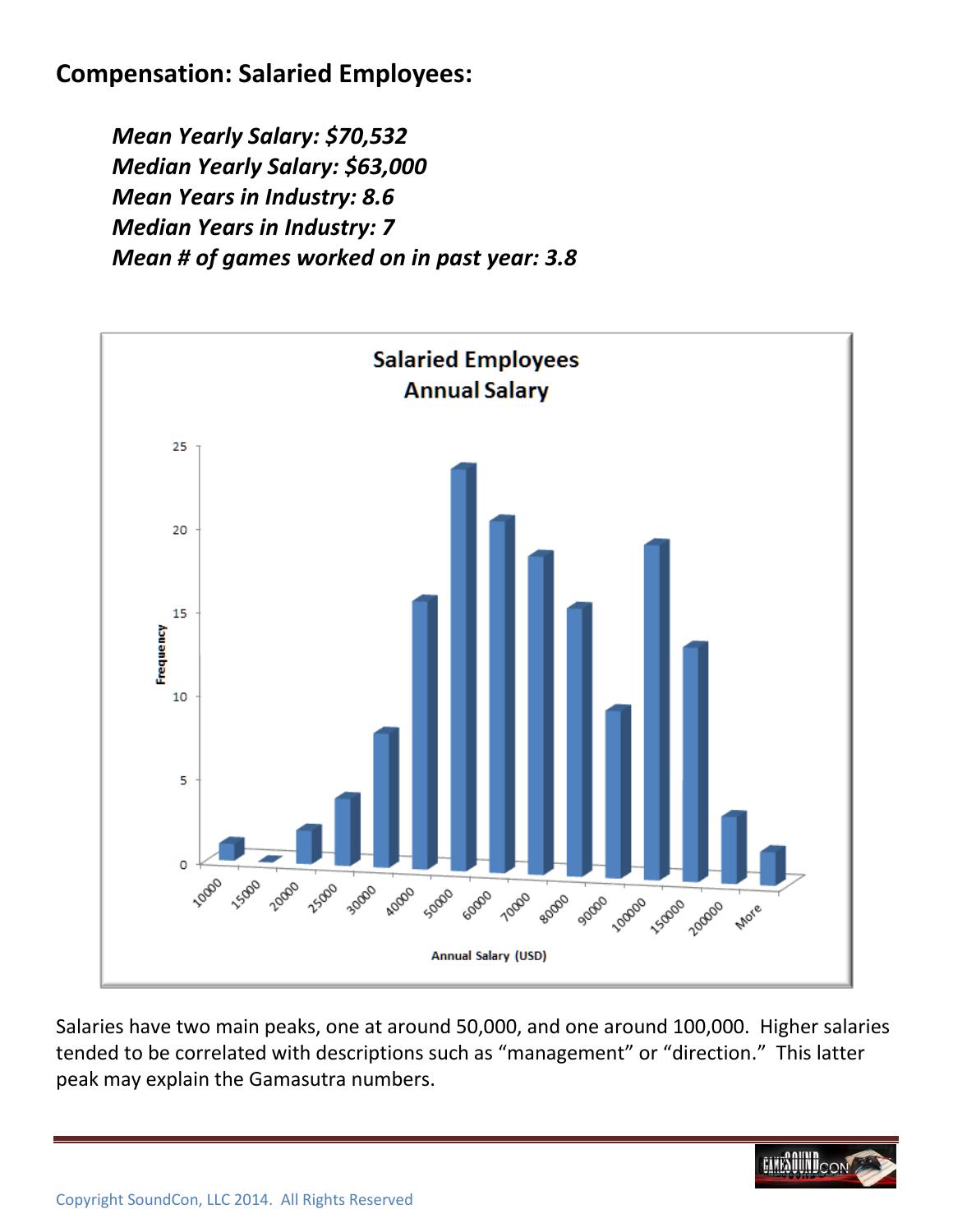## Compensation: Salaried Employees:

***Mean Yearly Salary: $70,532***
***Median Yearly Salary: $63,000***
***Mean Years in Industry: 8.6***
***Median Years in Industry: 7***
***Mean # of games worked on in past year: 3.8***

**Salaried Employees Annual Salary**

| Annual Salary (USD) | Frequency |
|---|---|
| 10000 | 1 |
| 15000 | 0 |
| 20000 | 2 |
| 25000 | 4 |
| 30000 | 8 |
| 40000 | 16 |
| 50000 | 24 |
| 60000 | 21 |
| 70000 | 19 |
| 80000 | 16 |
| 90000 | 10 |
| 100000 | 20 |
| 150000 | 14 |
| 200000 | 4 |
| More | 2 |

Salaries have two main peaks, one at around 50,000, and one around 100,000. Higher salaries tended to be correlated with descriptions such as "management" or "direction." This latter peak may explain the Gamasutra numbers.

Copyright SoundCon, LLC 2014. All Rights Reserved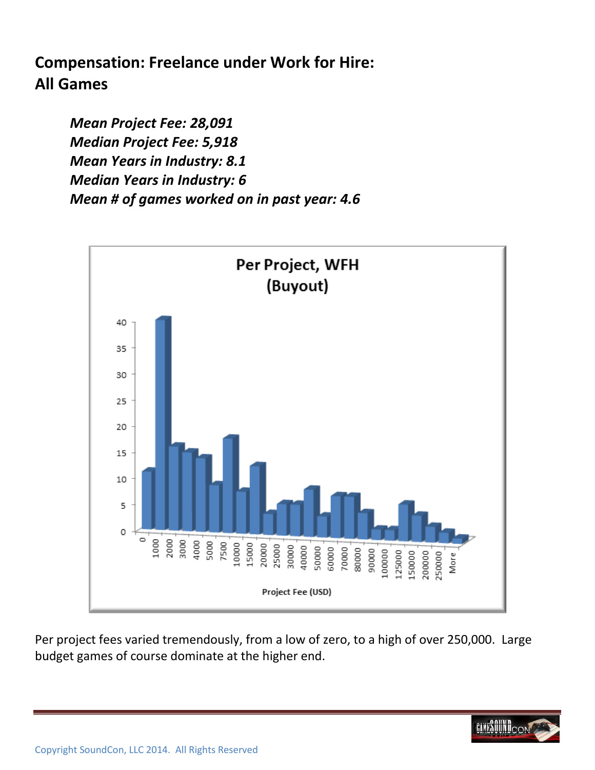## Compensation: Freelance under Work for Hire: All Games

***Mean Project Fee: 28,091***
***Median Project Fee: 5,918***
***Mean Years in Industry: 8.1***
***Median Years in Industry: 6***
***Mean # of games worked on in past year: 4.6***

Per project fees varied tremendously, from a low of zero, to a high of over 250,000. Large budget games of course dominate at the higher end.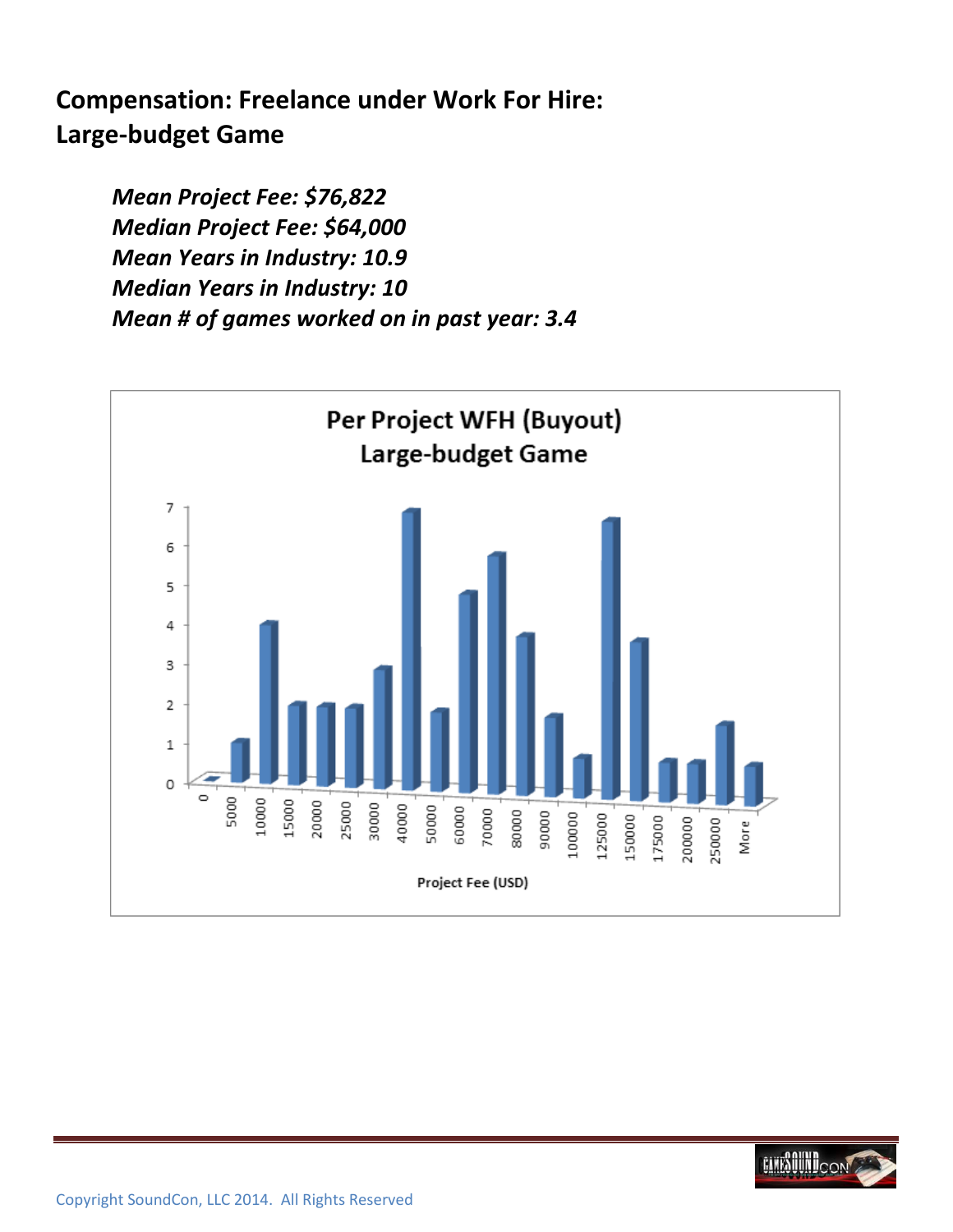## Compensation: Freelance under Work For Hire: Large-budget Game

***Mean Project Fee: $76,822***
***Median Project Fee: $64,000***
***Mean Years in Industry: 10.9***
***Median Years in Industry: 10***
***Mean # of games worked on in past year: 3.4***

Per Project WFH (Buyout)
Large-budget Game

| Project Fee (USD) | Count |
|---|---|
| 0 | 0 |
| 5000 | 1 |
| 10000 | 4 |
| 15000 | 2 |
| 20000 | 2 |
| 25000 | 2 |
| 30000 | 3 |
| 40000 | 7 |
| 50000 | 2 |
| 60000 | 5 |
| 70000 | 6 |
| 80000 | 4 |
| 90000 | 2 |
| 100000 | 1 |
| 125000 | 7 |
| 150000 | 4 |
| 175000 | 1 |
| 200000 | 1 |
| 250000 | 2 |
| More | 1 |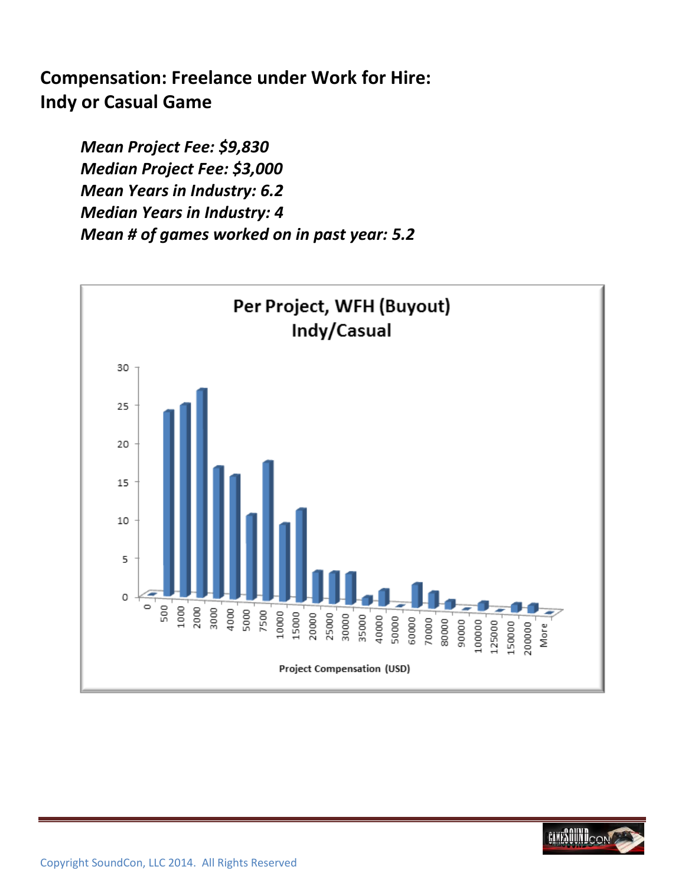## Compensation: Freelance under Work for Hire: Indy or Casual Game

***Mean Project Fee: $9,830***
***Median Project Fee: $3,000***
***Mean Years in Industry: 6.2***
***Median Years in Industry: 4***
***Mean # of games worked on in past year: 5.2***

**Per Project, WFH (Buyout) Indy/Casual**

| Project Compensation (USD) | Count (approx.) |
|---|---|
| 0 | 0 |
| 500 | 24 |
| 1000 | 25 |
| 2000 | 27 |
| 3000 | 17 |
| 4000 | 16 |
| 5000 | 11 |
| 7500 | 18 |
| 10000 | 10 |
| 15000 | 12 |
| 20000 | 4 |
| 25000 | 4 |
| 30000 | 4 |
| 35000 | 1 |
| 40000 | 2 |
| 50000 | 0 |
| 60000 | 3 |
| 70000 | 2 |
| 80000 | 1 |
| 90000 | 0 |
| 100000 | 1 |
| 125000 | 0 |
| 150000 | 1 |
| 200000 | 1 |
| More | 0 |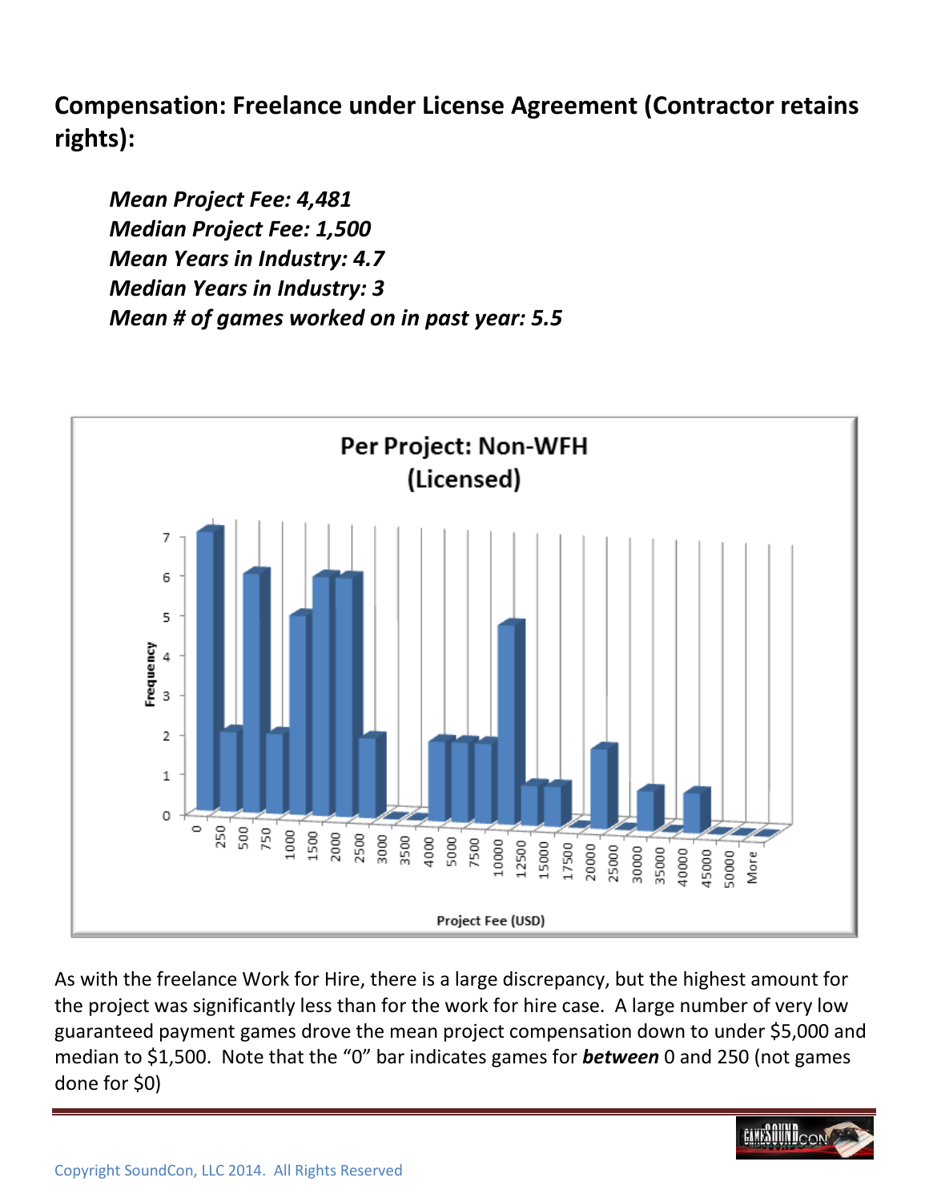## Compensation: Freelance under License Agreement (Contractor retains rights):

> ***Mean Project Fee: 4,481***
> ***Median Project Fee: 1,500***
> ***Mean Years in Industry: 4.7***
> ***Median Years in Industry: 3***
> ***Mean # of games worked on in past year: 5.5***

As with the freelance Work for Hire, there is a large discrepancy, but the highest amount for the project was significantly less than for the work for hire case. A large number of very low guaranteed payment games drove the mean project compensation down to under $5,000 and median to $1,500. Note that the “0” bar indicates games for ***between*** 0 and 250 (not games done for $0)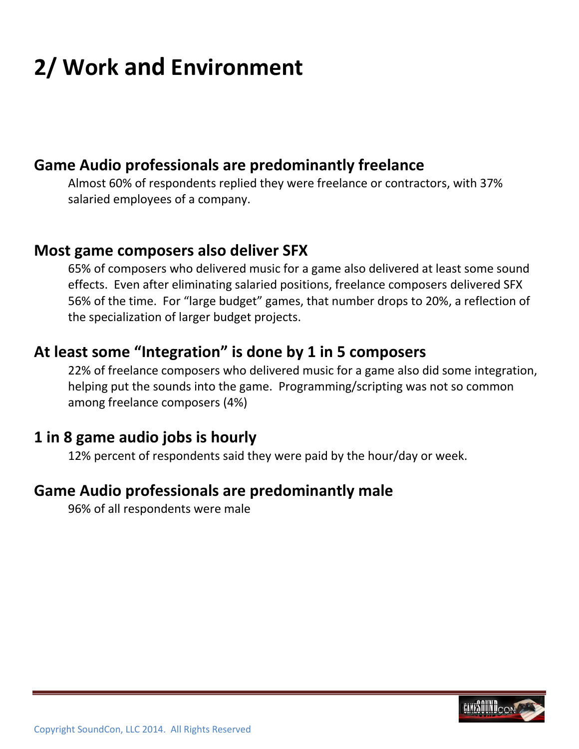# 2/ Work and Environment

## Game Audio professionals are predominantly freelance

Almost 60% of respondents replied they were freelance or contractors, with 37% salaried employees of a company.

## Most game composers also deliver SFX

65% of composers who delivered music for a game also delivered at least some sound effects. Even after eliminating salaried positions, freelance composers delivered SFX 56% of the time. For "large budget" games, that number drops to 20%, a reflection of the specialization of larger budget projects.

## At least some "Integration" is done by 1 in 5 composers

22% of freelance composers who delivered music for a game also did some integration, helping put the sounds into the game. Programming/scripting was not so common among freelance composers (4%)

## 1 in 8 game audio jobs is hourly

12% percent of respondents said they were paid by the hour/day or week.

## Game Audio professionals are predominantly male

96% of all respondents were male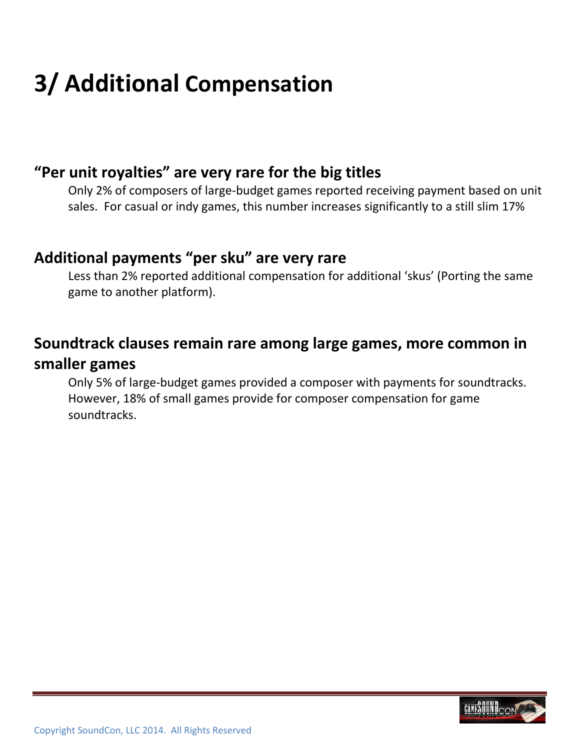# 3/ Additional Compensation

## "Per unit royalties" are very rare for the big titles

Only 2% of composers of large-budget games reported receiving payment based on unit sales. For casual or indy games, this number increases significantly to a still slim 17%

## Additional payments "per sku" are very rare

Less than 2% reported additional compensation for additional 'skus' (Porting the same game to another platform).

## Soundtrack clauses remain rare among large games, more common in smaller games

Only 5% of large-budget games provided a composer with payments for soundtracks. However, 18% of small games provide for composer compensation for game soundtracks.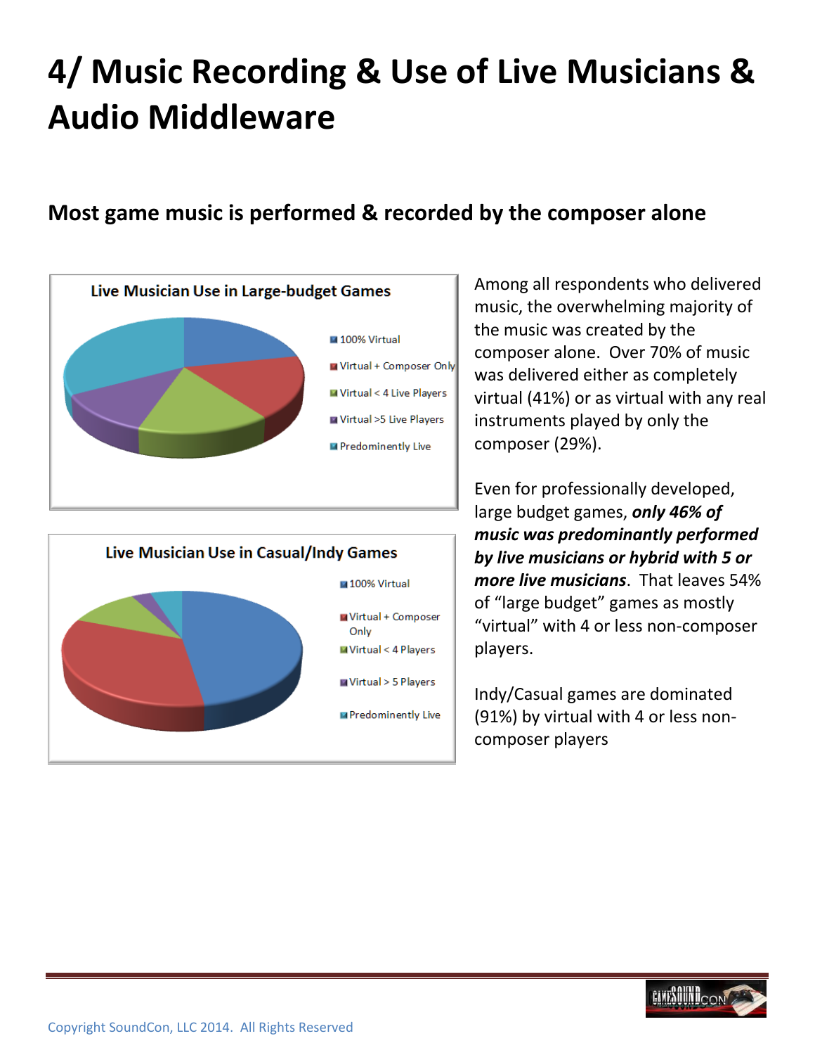# 4/ Music Recording & Use of Live Musicians & Audio Middleware

## Most game music is performed & recorded by the composer alone

**Live Musician Use in Large-budget Games**

- 100% Virtual
- Virtual + Composer Only
- Virtual < 4 Live Players
- Virtual >5 Live Players
- Predominently Live

**Live Musician Use in Casual/Indy Games**

- 100% Virtual
- Virtual + Composer Only
- Virtual < 4 Players
- Virtual > 5 Players
- Predominently Live

Among all respondents who delivered music, the overwhelming majority of the music was created by the composer alone. Over 70% of music was delivered either as completely virtual (41%) or as virtual with any real instruments played by only the composer (29%).

Even for professionally developed, large budget games, ***only 46% of music was predominantly performed by live musicians or hybrid with 5 or more live musicians***. That leaves 54% of "large budget" games as mostly "virtual" with 4 or less non-composer players.

Indy/Casual games are dominated (91%) by virtual with 4 or less non-composer players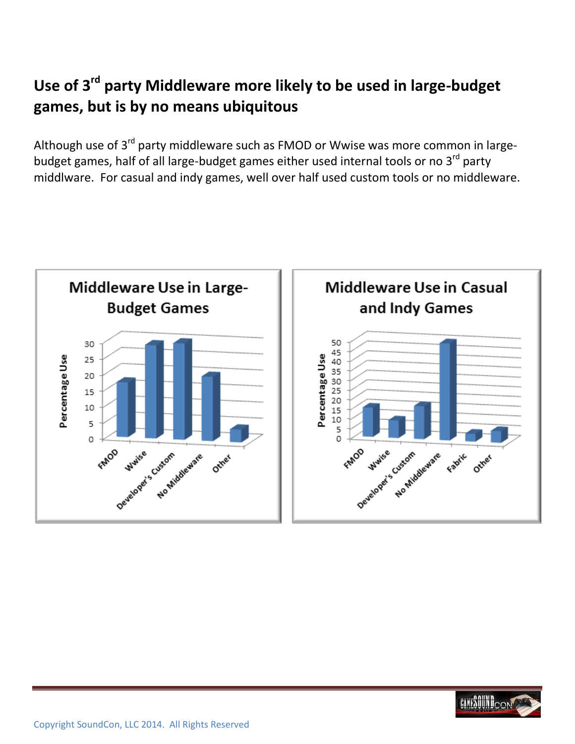## Use of 3rd party Middleware more likely to be used in large-budget games, but is by no means ubiquitous

Although use of 3rd party middleware such as FMOD or Wwise was more common in large-budget games, half of all large-budget games either used internal tools or no 3rd party middlware. For casual and indy games, well over half used custom tools or no middleware.

**Middleware Use in Large-Budget Games**

Percentage Use

FMOD, Wwise, Developer's Custom, No Middleware, Other

**Middleware Use in Casual and Indy Games**

Percentage Use

FMOD, Wwise, Developer's Custom, No Middleware, Fabric, Other

Copyright SoundCon, LLC 2014. All Rights Reserved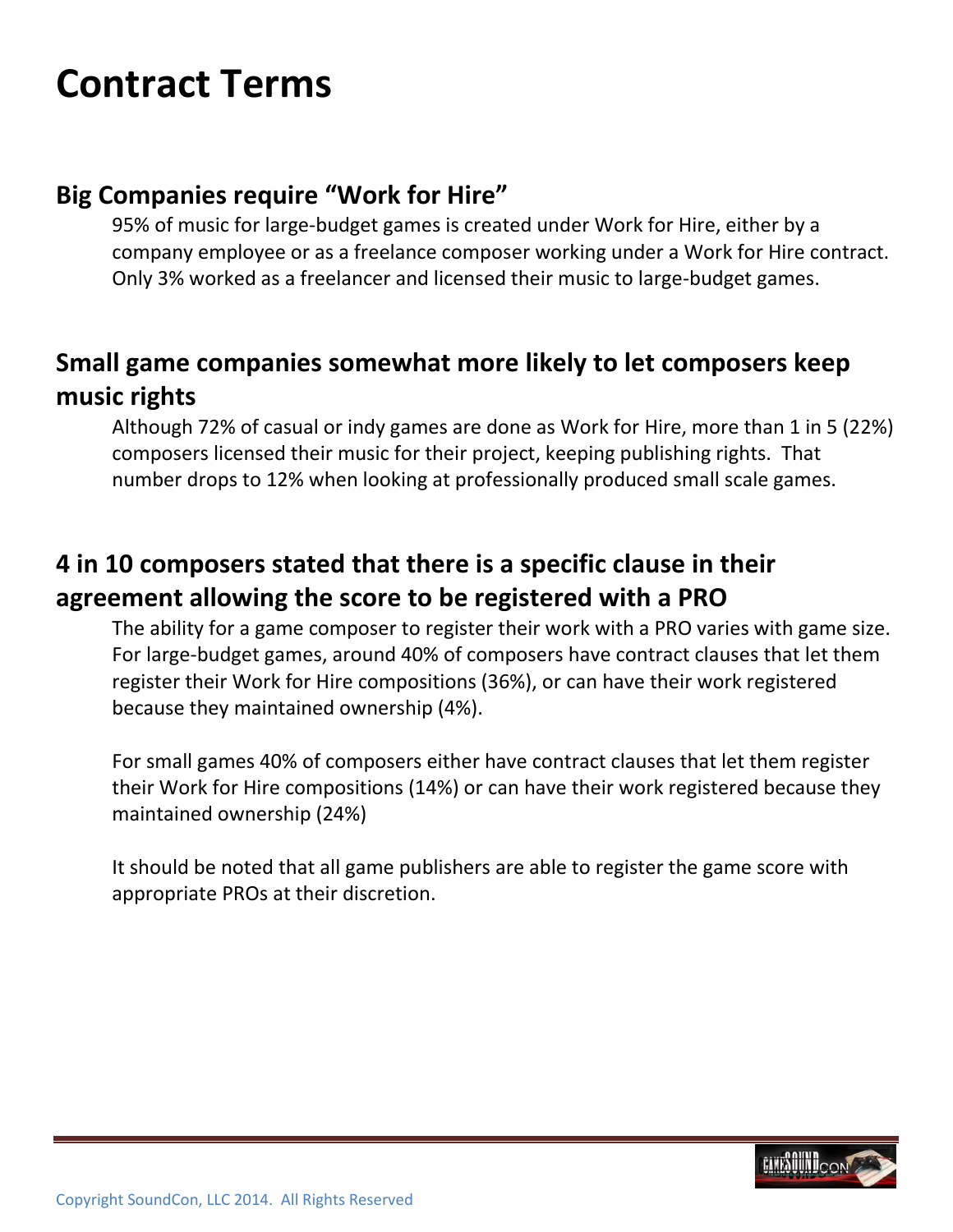# Contract Terms

## Big Companies require "Work for Hire"

95% of music for large-budget games is created under Work for Hire, either by a company employee or as a freelance composer working under a Work for Hire contract. Only 3% worked as a freelancer and licensed their music to large-budget games.

## Small game companies somewhat more likely to let composers keep music rights

Although 72% of casual or indy games are done as Work for Hire, more than 1 in 5 (22%) composers licensed their music for their project, keeping publishing rights. That number drops to 12% when looking at professionally produced small scale games.

## 4 in 10 composers stated that there is a specific clause in their agreement allowing the score to be registered with a PRO

The ability for a game composer to register their work with a PRO varies with game size. For large-budget games, around 40% of composers have contract clauses that let them register their Work for Hire compositions (36%), or can have their work registered because they maintained ownership (4%).

For small games 40% of composers either have contract clauses that let them register their Work for Hire compositions (14%) or can have their work registered because they maintained ownership (24%)

It should be noted that all game publishers are able to register the game score with appropriate PROs at their discretion.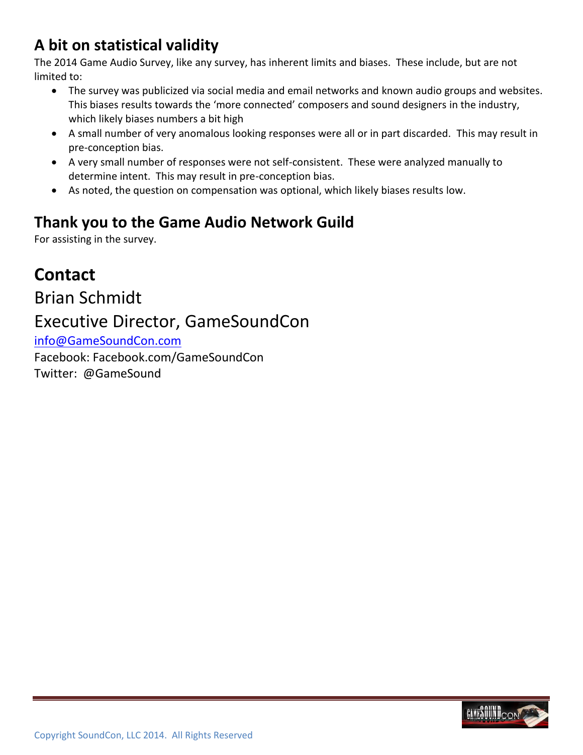## A bit on statistical validity

The 2014 Game Audio Survey, like any survey, has inherent limits and biases. These include, but are not limited to:

- The survey was publicized via social media and email networks and known audio groups and websites. This biases results towards the 'more connected' composers and sound designers in the industry, which likely biases numbers a bit high
- A small number of very anomalous looking responses were all or in part discarded. This may result in pre-conception bias.
- A very small number of responses were not self-consistent. These were analyzed manually to determine intent. This may result in pre-conception bias.
- As noted, the question on compensation was optional, which likely biases results low.

## Thank you to the Game Audio Network Guild

For assisting in the survey.

## Contact

Brian Schmidt

Executive Director, GameSoundCon

info@GameSoundCon.com

Facebook: Facebook.com/GameSoundCon

Twitter: @GameSound

Copyright SoundCon, LLC 2014. All Rights Reserved